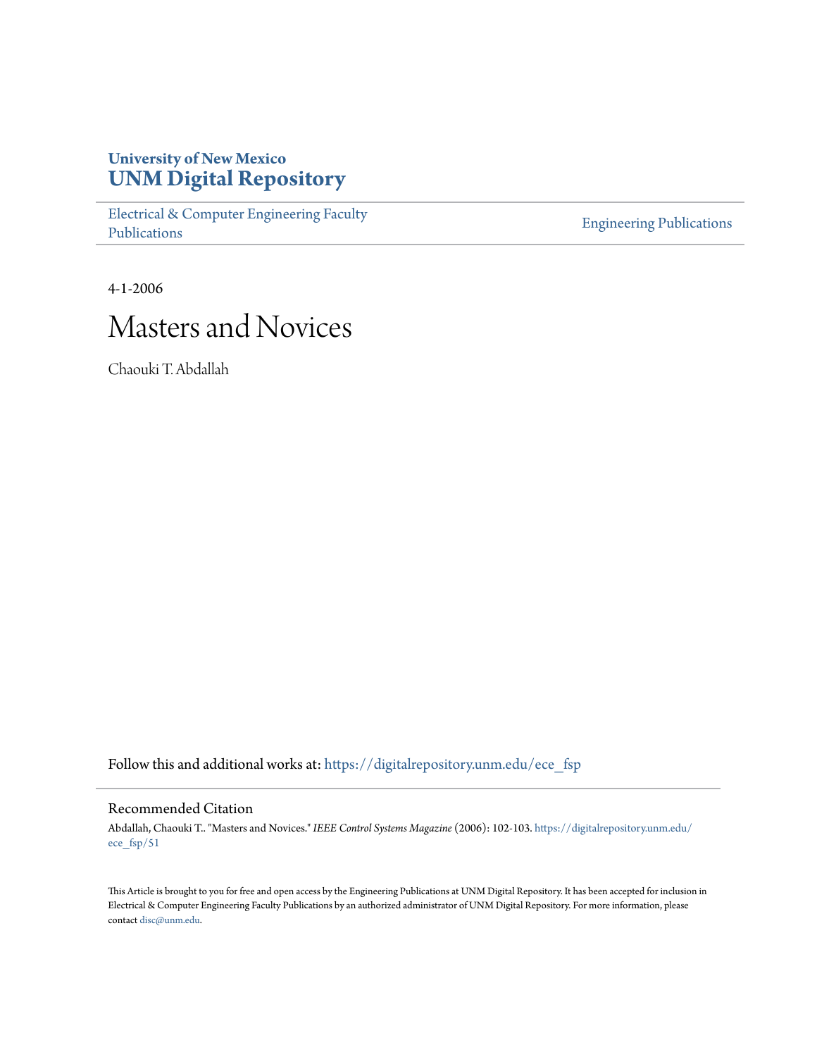University of New Mexico
# UNM Digital Repository

Electrical & Computer Engineering Faculty Publications

Engineering Publications

4-1-2006

# Masters and Novices

Chaouki T. Abdallah

Follow this and additional works at: https://digitalrepository.unm.edu/ece_fsp

## Recommended Citation

Abdallah, Chaouki T.. "Masters and Novices." *IEEE Control Systems Magazine* (2006): 102-103. https://digitalrepository.unm.edu/ece_fsp/51

This Article is brought to you for free and open access by the Engineering Publications at UNM Digital Repository. It has been accepted for inclusion in Electrical & Computer Engineering Faculty Publications by an authorized administrator of UNM Digital Repository. For more information, please contact disc@unm.edu.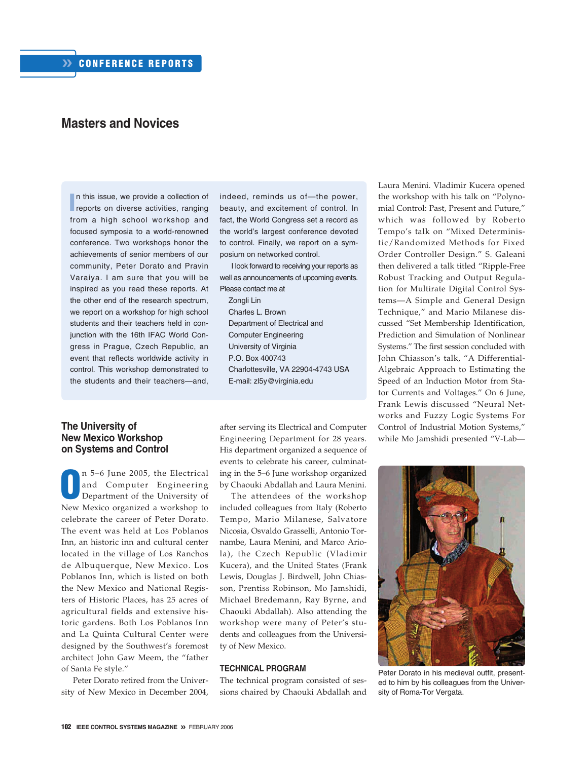CONFERENCE REPORTS

# Masters and Novices

In this issue, we provide a collection of reports on diverse activities, ranging from a high school workshop and focused symposia to a world-renowned conference. Two workshops honor the achievements of senior members of our community, Peter Dorato and Pravin Varaiya. I am sure that you will be inspired as you read these reports. At the other end of the research spectrum, we report on a workshop for high school students and their teachers held in conjunction with the 16th IFAC World Congress in Prague, Czech Republic, an event that reflects worldwide activity in control. This workshop demonstrated to the students and their teachers—and, indeed, reminds us of—the power, beauty, and excitement of control. In fact, the World Congress set a record as the world's largest conference devoted to control. Finally, we report on a symposium on networked control.

I look forward to receiving your reports as well as announcements of upcoming events. Please contact me at

Zongli Lin
Charles L. Brown
Department of Electrical and Computer Engineering
University of Virginia
P.O. Box 400743
Charlottesville, VA 22904-4743 USA
E-mail: zl5y@virginia.edu

## The University of New Mexico Workshop on Systems and Control

On 5–6 June 2005, the Electrical and Computer Engineering Department of the University of New Mexico organized a workshop to celebrate the career of Peter Dorato. The event was held at Los Poblanos Inn, an historic inn and cultural center located in the village of Los Ranchos de Albuquerque, New Mexico. Los Poblanos Inn, which is listed on both the New Mexico and National Registers of Historic Places, has 25 acres of agricultural fields and extensive historic gardens. Both Los Poblanos Inn and La Quinta Cultural Center were designed by the Southwest's foremost architect John Gaw Meem, the "father of Santa Fe style."

Peter Dorato retired from the University of New Mexico in December 2004, after serving its Electrical and Computer Engineering Department for 28 years. His department organized a sequence of events to celebrate his career, culminating in the 5–6 June workshop organized by Chaouki Abdallah and Laura Menini.

The attendees of the workshop included colleagues from Italy (Roberto Tempo, Mario Milanese, Salvatore Nicosia, Osvaldo Grasselli, Antonio Tornambe, Laura Menini, and Marco Ariola), the Czech Republic (Vladimir Kucera), and the United States (Frank Lewis, Douglas J. Birdwell, John Chiasson, Prentiss Robinson, Mo Jamshidi, Michael Bredemann, Ray Byrne, and Chaouki Abdallah). Also attending the workshop were many of Peter's students and colleagues from the University of New Mexico.

### TECHNICAL PROGRAM

The technical program consisted of sessions chaired by Chaouki Abdallah and Laura Menini. Vladimir Kucera opened the workshop with his talk on "Polynomial Control: Past, Present and Future," which was followed by Roberto Tempo's talk on "Mixed Deterministic/Randomized Methods for Fixed Order Controller Design." S. Galeani then delivered a talk titled "Ripple-Free Robust Tracking and Output Regulation for Multirate Digital Control Systems—A Simple and General Design Technique," and Mario Milanese discussed "Set Membership Identification, Prediction and Simulation of Nonlinear Systems." The first session concluded with John Chiasson's talk, "A Differential-Algebraic Approach to Estimating the Speed of an Induction Motor from Stator Currents and Voltages." On 6 June, Frank Lewis discussed "Neural Networks and Fuzzy Logic Systems For Control of Industrial Motion Systems," while Mo Jamshidi presented "V-Lab—

Peter Dorato in his medieval outfit, presented to him by his colleagues from the University of Roma-Tor Vergata.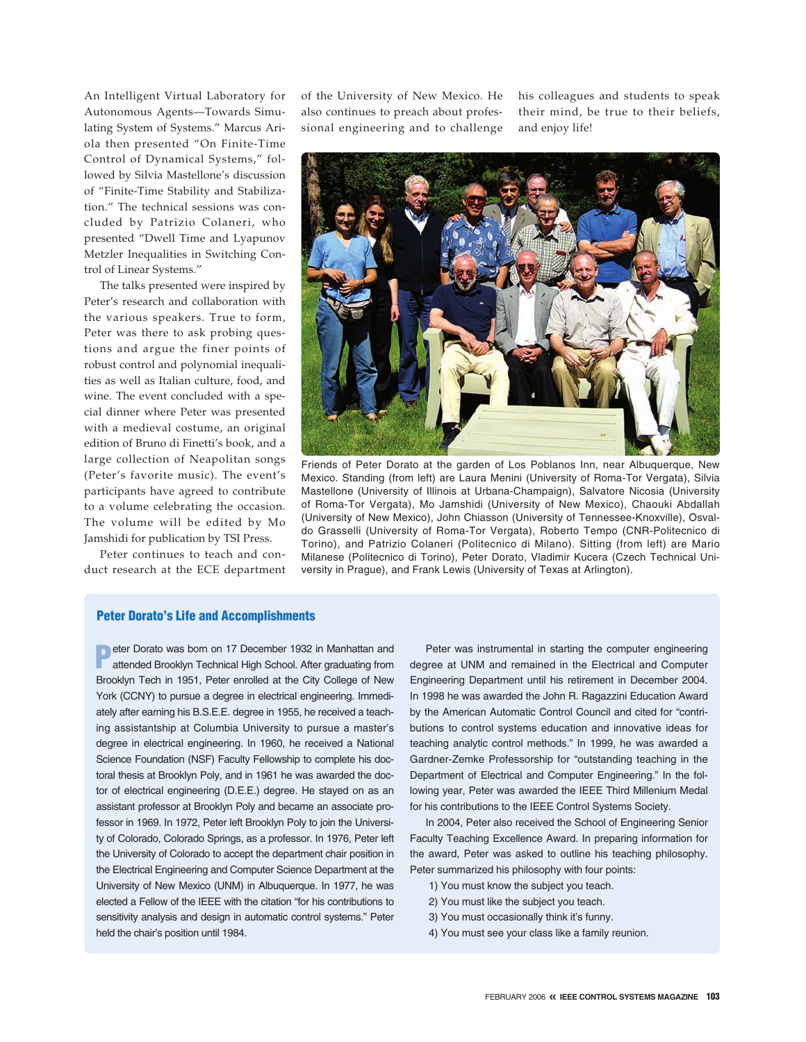An Intelligent Virtual Laboratory for Autonomous Agents—Towards Simulating System of Systems." Marcus Ariola then presented "On Finite-Time Control of Dynamical Systems," followed by Silvia Mastellone's discussion of "Finite-Time Stability and Stabilization." The technical sessions was concluded by Patrizio Colaneri, who presented "Dwell Time and Lyapunov Metzler Inequalities in Switching Control of Linear Systems."

The talks presented were inspired by Peter's research and collaboration with the various speakers. True to form, Peter was there to ask probing questions and argue the finer points of robust control and polynomial inequalities as well as Italian culture, food, and wine. The event concluded with a special dinner where Peter was presented with a medieval costume, an original edition of Bruno di Finetti's book, and a large collection of Neapolitan songs (Peter's favorite music). The event's participants have agreed to contribute to a volume celebrating the occasion. The volume will be edited by Mo Jamshidi for publication by TSI Press.

Peter continues to teach and conduct research at the ECE department of the University of New Mexico. He also continues to preach about professional engineering and to challenge his colleagues and students to speak their mind, be true to their beliefs, and enjoy life!

Friends of Peter Dorato at the garden of Los Poblanos Inn, near Albuquerque, New Mexico. Standing (from left) are Laura Menini (University of Roma-Tor Vergata), Silvia Mastellone (University of Illinois at Urbana-Champaign), Salvatore Nicosia (University of Roma-Tor Vergata), Mo Jamshidi (University of New Mexico), Chaouki Abdallah (University of New Mexico), John Chiasson (University of Tennessee-Knoxville), Osvaldo Grasselli (University of Roma-Tor Vergata), Roberto Tempo (CNR-Politecnico di Torino), and Patrizio Colaneri (Politecnico di Milano). Sitting (from left) are Mario Milanese (Politecnico di Torino), Peter Dorato, Vladimir Kucera (Czech Technical University in Prague), and Frank Lewis (University of Texas at Arlington).

## Peter Dorato's Life and Accomplishments

Peter Dorato was born on 17 December 1932 in Manhattan and attended Brooklyn Technical High School. After graduating from Brooklyn Tech in 1951, Peter enrolled at the City College of New York (CCNY) to pursue a degree in electrical engineering. Immediately after earning his B.S.E.E. degree in 1955, he received a teaching assistantship at Columbia University to pursue a master's degree in electrical engineering. In 1960, he received a National Science Foundation (NSF) Faculty Fellowship to complete his doctoral thesis at Brooklyn Poly, and in 1961 he was awarded the doctor of electrical engineering (D.E.E.) degree. He stayed on as an assistant professor at Brooklyn Poly and became an associate professor in 1969. In 1972, Peter left Brooklyn Poly to join the University of Colorado, Colorado Springs, as a professor. In 1976, Peter left the University of Colorado to accept the department chair position in the Electrical Engineering and Computer Science Department at the University of New Mexico (UNM) in Albuquerque. In 1977, he was elected a Fellow of the IEEE with the citation "for his contributions to sensitivity analysis and design in automatic control systems." Peter held the chair's position until 1984.

Peter was instrumental in starting the computer engineering degree at UNM and remained in the Electrical and Computer Engineering Department until his retirement in December 2004. In 1998 he was awarded the John R. Ragazzini Education Award by the American Automatic Control Council and cited for "contributions to control systems education and innovative ideas for teaching analytic control methods." In 1999, he was awarded a Gardner-Zemke Professorship for "outstanding teaching in the Department of Electrical and Computer Engineering." In the following year, Peter was awarded the IEEE Third Millenium Medal for his contributions to the IEEE Control Systems Society.

In 2004, Peter also received the School of Engineering Senior Faculty Teaching Excellence Award. In preparing information for the award, Peter was asked to outline his teaching philosophy. Peter summarized his philosophy with four points:

1) You must know the subject you teach.
2) You must like the subject you teach.
3) You must occasionally think it's funny.
4) You must see your class like a family reunion.